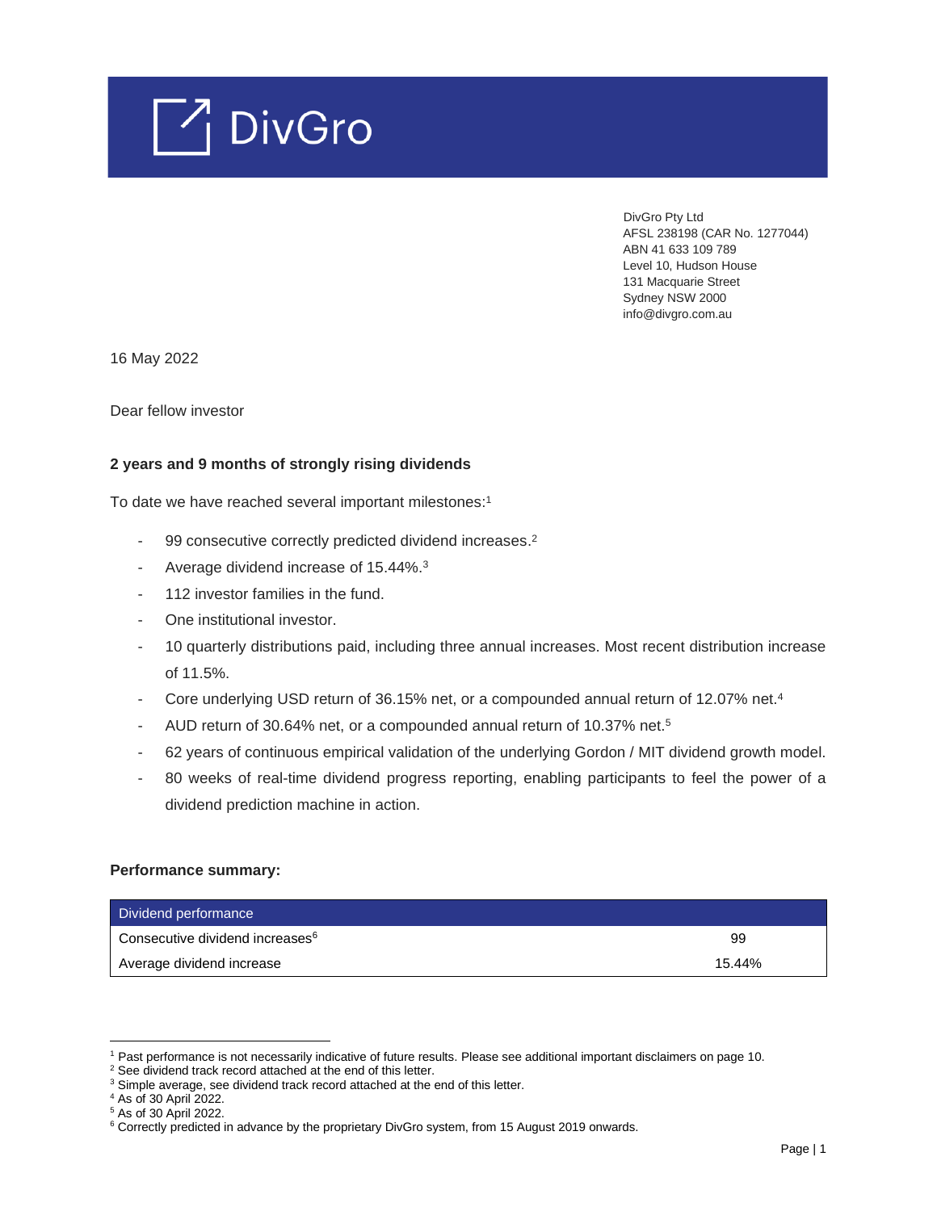# DivGro

DivGro Pty Ltd
AFSL 238198 (CAR No. 1277044)
ABN 41 633 109 789
Level 10, Hudson House
131 Macquarie Street
Sydney NSW 2000
info@divgro.com.au

16 May 2022

Dear fellow investor

**2 years and 9 months of strongly rising dividends**

To date we have reached several important milestones:[1]

- 99 consecutive correctly predicted dividend increases.[2]
- Average dividend increase of 15.44%.[3]
- 112 investor families in the fund.
- One institutional investor.
- 10 quarterly distributions paid, including three annual increases. Most recent distribution increase of 11.5%.
- Core underlying USD return of 36.15% net, or a compounded annual return of 12.07% net.[4]
- AUD return of 30.64% net, or a compounded annual return of 10.37% net.[5]
- 62 years of continuous empirical validation of the underlying Gordon / MIT dividend growth model.
- 80 weeks of real-time dividend progress reporting, enabling participants to feel the power of a dividend prediction machine in action.

**Performance summary:**

| Dividend performance | |
|---|---|
| Consecutive dividend increases[6] | 99 |
| Average dividend increase | 15.44% |

[1] Past performance is not necessarily indicative of future results. Please see additional important disclaimers on page 10.
[2] See dividend track record attached at the end of this letter.
[3] Simple average, see dividend track record attached at the end of this letter.
[4] As of 30 April 2022.
[5] As of 30 April 2022.
[6] Correctly predicted in advance by the proprietary DivGro system, from 15 August 2019 onwards.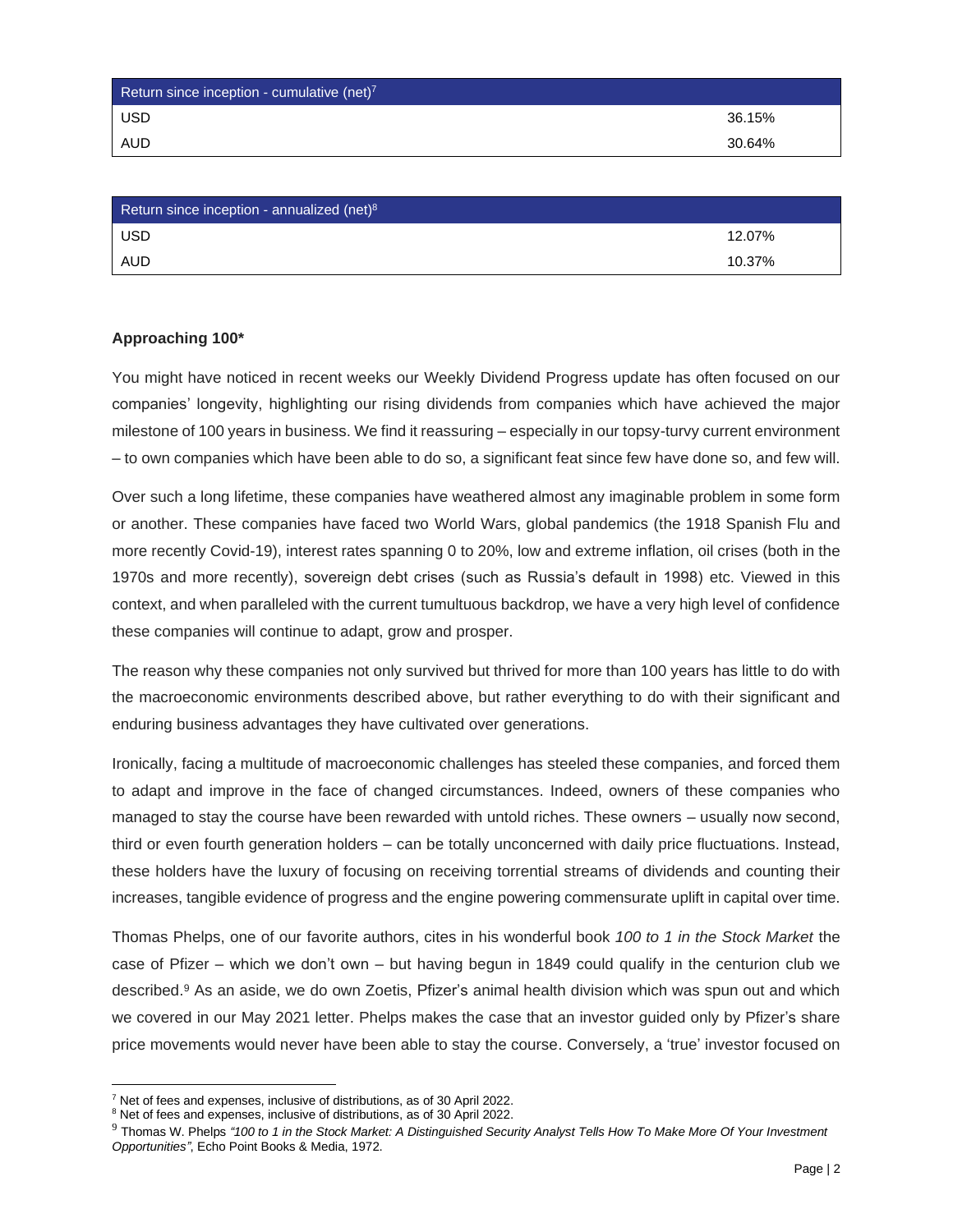| Return since inception - cumulative (net)[7] | |
| --- | --- |
| USD | 36.15% |
| AUD | 30.64% |

| Return since inception - annualized (net)[8] | |
| --- | --- |
| USD | 12.07% |
| AUD | 10.37% |

**Approaching 100***

You might have noticed in recent weeks our Weekly Dividend Progress update has often focused on our companies' longevity, highlighting our rising dividends from companies which have achieved the major milestone of 100 years in business. We find it reassuring – especially in our topsy-turvy current environment – to own companies which have been able to do so, a significant feat since few have done so, and few will.

Over such a long lifetime, these companies have weathered almost any imaginable problem in some form or another. These companies have faced two World Wars, global pandemics (the 1918 Spanish Flu and more recently Covid-19), interest rates spanning 0 to 20%, low and extreme inflation, oil crises (both in the 1970s and more recently), sovereign debt crises (such as Russia's default in 1998) etc. Viewed in this context, and when paralleled with the current tumultuous backdrop, we have a very high level of confidence these companies will continue to adapt, grow and prosper.

The reason why these companies not only survived but thrived for more than 100 years has little to do with the macroeconomic environments described above, but rather everything to do with their significant and enduring business advantages they have cultivated over generations.

Ironically, facing a multitude of macroeconomic challenges has steeled these companies, and forced them to adapt and improve in the face of changed circumstances. Indeed, owners of these companies who managed to stay the course have been rewarded with untold riches. These owners – usually now second, third or even fourth generation holders – can be totally unconcerned with daily price fluctuations. Instead, these holders have the luxury of focusing on receiving torrential streams of dividends and counting their increases, tangible evidence of progress and the engine powering commensurate uplift in capital over time.

Thomas Phelps, one of our favorite authors, cites in his wonderful book *100 to 1 in the Stock Market* the case of Pfizer – which we don't own – but having begun in 1849 could qualify in the centurion club we described.[9] As an aside, we do own Zoetis, Pfizer's animal health division which was spun out and which we covered in our May 2021 letter. Phelps makes the case that an investor guided only by Pfizer's share price movements would never have been able to stay the course. Conversely, a 'true' investor focused on

---

[7] Net of fees and expenses, inclusive of distributions, as of 30 April 2022.

[8] Net of fees and expenses, inclusive of distributions, as of 30 April 2022.

[9] Thomas W. Phelps *"100 to 1 in the Stock Market: A Distinguished Security Analyst Tells How To Make More Of Your Investment Opportunities"*, Echo Point Books & Media, 1972.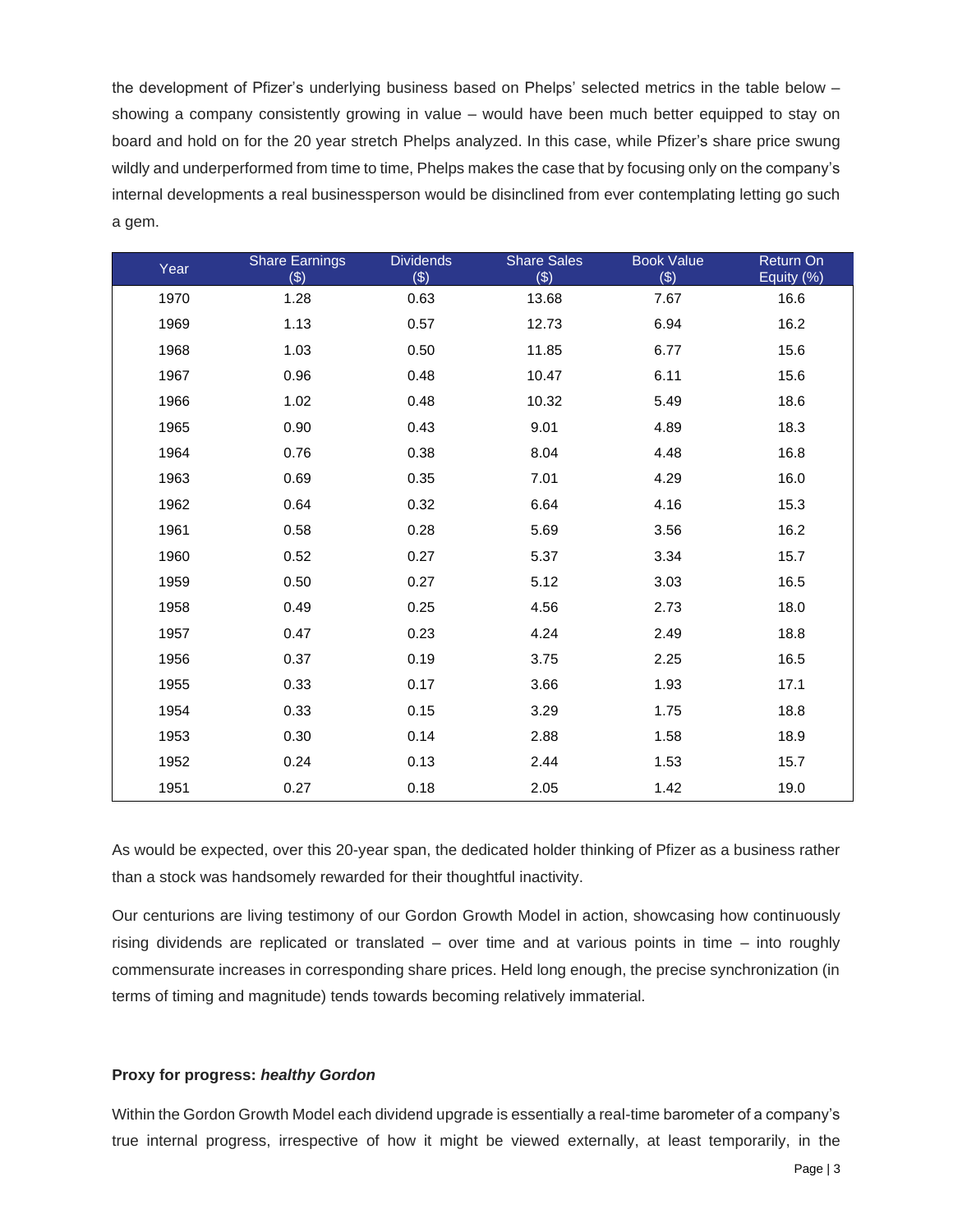the development of Pfizer's underlying business based on Phelps' selected metrics in the table below – showing a company consistently growing in value – would have been much better equipped to stay on board and hold on for the 20 year stretch Phelps analyzed. In this case, while Pfizer's share price swung wildly and underperformed from time to time, Phelps makes the case that by focusing only on the company's internal developments a real businessperson would be disinclined from ever contemplating letting go such a gem.

| Year | Share Earnings ($) | Dividends ($) | Share Sales ($) | Book Value ($) | Return On Equity (%) |
|---|---|---|---|---|---|
| 1970 | 1.28 | 0.63 | 13.68 | 7.67 | 16.6 |
| 1969 | 1.13 | 0.57 | 12.73 | 6.94 | 16.2 |
| 1968 | 1.03 | 0.50 | 11.85 | 6.77 | 15.6 |
| 1967 | 0.96 | 0.48 | 10.47 | 6.11 | 15.6 |
| 1966 | 1.02 | 0.48 | 10.32 | 5.49 | 18.6 |
| 1965 | 0.90 | 0.43 | 9.01 | 4.89 | 18.3 |
| 1964 | 0.76 | 0.38 | 8.04 | 4.48 | 16.8 |
| 1963 | 0.69 | 0.35 | 7.01 | 4.29 | 16.0 |
| 1962 | 0.64 | 0.32 | 6.64 | 4.16 | 15.3 |
| 1961 | 0.58 | 0.28 | 5.69 | 3.56 | 16.2 |
| 1960 | 0.52 | 0.27 | 5.37 | 3.34 | 15.7 |
| 1959 | 0.50 | 0.27 | 5.12 | 3.03 | 16.5 |
| 1958 | 0.49 | 0.25 | 4.56 | 2.73 | 18.0 |
| 1957 | 0.47 | 0.23 | 4.24 | 2.49 | 18.8 |
| 1956 | 0.37 | 0.19 | 3.75 | 2.25 | 16.5 |
| 1955 | 0.33 | 0.17 | 3.66 | 1.93 | 17.1 |
| 1954 | 0.33 | 0.15 | 3.29 | 1.75 | 18.8 |
| 1953 | 0.30 | 0.14 | 2.88 | 1.58 | 18.9 |
| 1952 | 0.24 | 0.13 | 2.44 | 1.53 | 15.7 |
| 1951 | 0.27 | 0.18 | 2.05 | 1.42 | 19.0 |

As would be expected, over this 20-year span, the dedicated holder thinking of Pfizer as a business rather than a stock was handsomely rewarded for their thoughtful inactivity.

Our centurions are living testimony of our Gordon Growth Model in action, showcasing how continuously rising dividends are replicated or translated – over time and at various points in time – into roughly commensurate increases in corresponding share prices. Held long enough, the precise synchronization (in terms of timing and magnitude) tends towards becoming relatively immaterial.

**Proxy for progress: *healthy Gordon***

Within the Gordon Growth Model each dividend upgrade is essentially a real-time barometer of a company's true internal progress, irrespective of how it might be viewed externally, at least temporarily, in the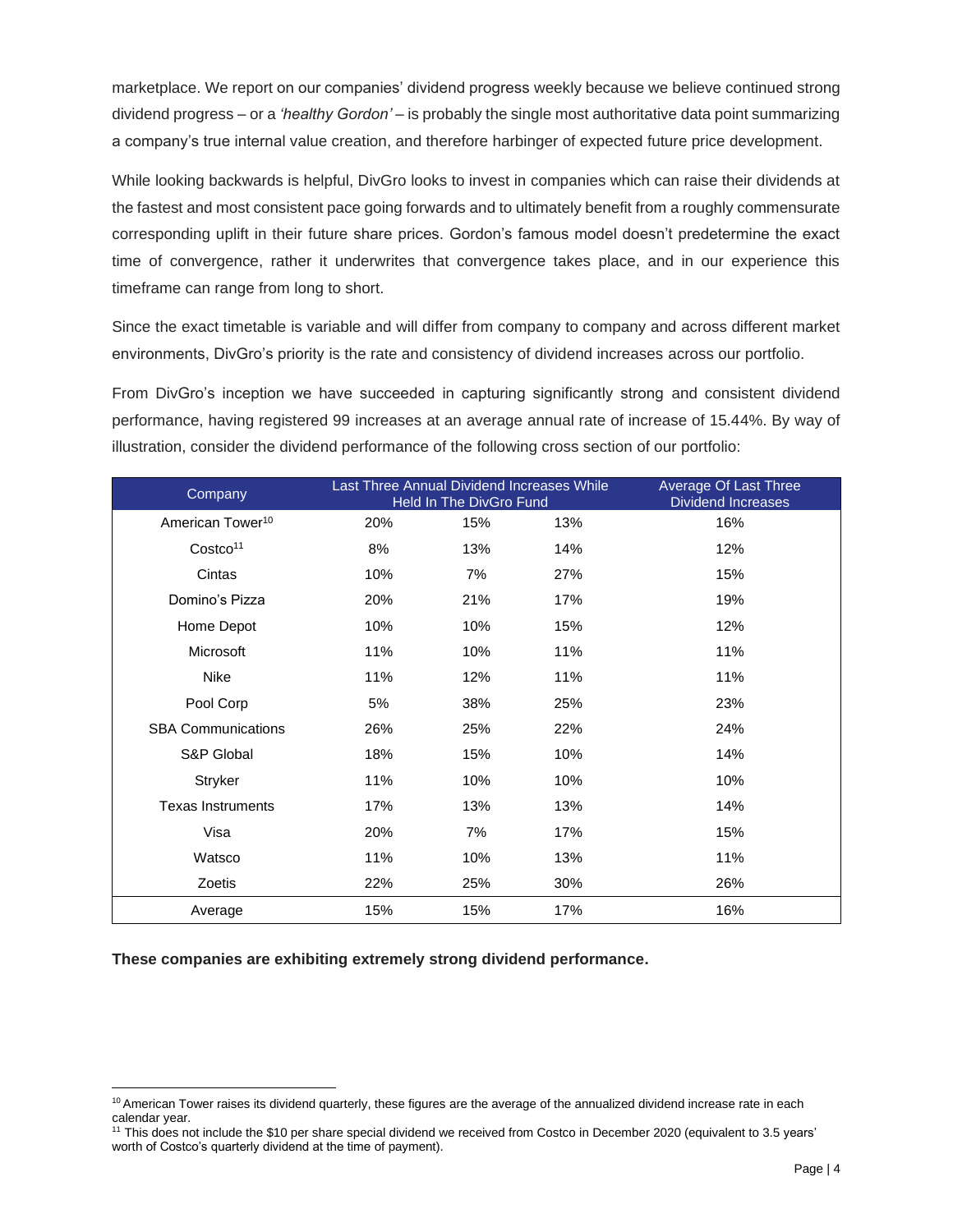marketplace. We report on our companies' dividend progress weekly because we believe continued strong dividend progress – or a *'healthy Gordon'* – is probably the single most authoritative data point summarizing a company's true internal value creation, and therefore harbinger of expected future price development.

While looking backwards is helpful, DivGro looks to invest in companies which can raise their dividends at the fastest and most consistent pace going forwards and to ultimately benefit from a roughly commensurate corresponding uplift in their future share prices. Gordon's famous model doesn't predetermine the exact time of convergence, rather it underwrites that convergence takes place, and in our experience this timeframe can range from long to short.

Since the exact timetable is variable and will differ from company to company and across different market environments, DivGro's priority is the rate and consistency of dividend increases across our portfolio.

From DivGro's inception we have succeeded in capturing significantly strong and consistent dividend performance, having registered 99 increases at an average annual rate of increase of 15.44%. By way of illustration, consider the dividend performance of the following cross section of our portfolio:

| Company | Last Three Annual Dividend Increases While Held In The DivGro Fund | | | Average Of Last Three Dividend Increases |
|---|---|---|---|---|
| American Tower[10] | 20% | 15% | 13% | 16% |
| Costco[11] | 8% | 13% | 14% | 12% |
| Cintas | 10% | 7% | 27% | 15% |
| Domino's Pizza | 20% | 21% | 17% | 19% |
| Home Depot | 10% | 10% | 15% | 12% |
| Microsoft | 11% | 10% | 11% | 11% |
| Nike | 11% | 12% | 11% | 11% |
| Pool Corp | 5% | 38% | 25% | 23% |
| SBA Communications | 26% | 25% | 22% | 24% |
| S&P Global | 18% | 15% | 10% | 14% |
| Stryker | 11% | 10% | 10% | 10% |
| Texas Instruments | 17% | 13% | 13% | 14% |
| Visa | 20% | 7% | 17% | 15% |
| Watsco | 11% | 10% | 13% | 11% |
| Zoetis | 22% | 25% | 30% | 26% |
| Average | 15% | 15% | 17% | 16% |

**These companies are exhibiting extremely strong dividend performance.**

[10] American Tower raises its dividend quarterly, these figures are the average of the annualized dividend increase rate in each calendar year.

[11] This does not include the $10 per share special dividend we received from Costco in December 2020 (equivalent to 3.5 years' worth of Costco's quarterly dividend at the time of payment).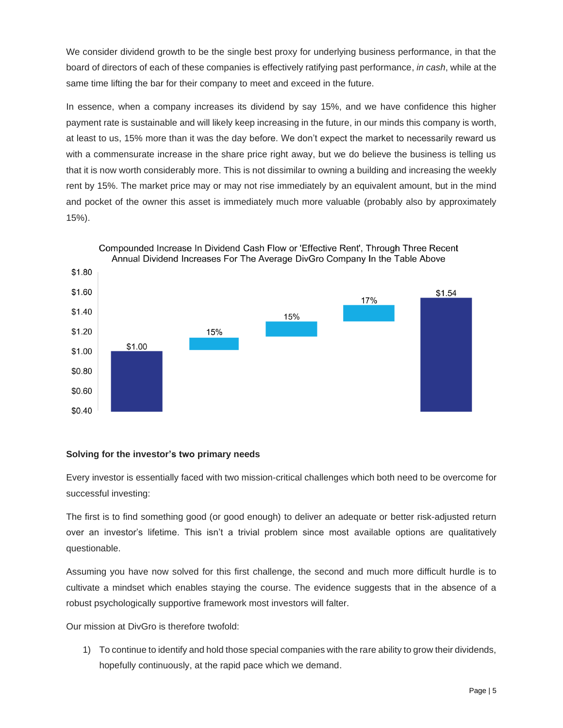We consider dividend growth to be the single best proxy for underlying business performance, in that the board of directors of each of these companies is effectively ratifying past performance, *in cash*, while at the same time lifting the bar for their company to meet and exceed in the future.

In essence, when a company increases its dividend by say 15%, and we have confidence this higher payment rate is sustainable and will likely keep increasing in the future, in our minds this company is worth, at least to us, 15% more than it was the day before. We don't expect the market to necessarily reward us with a commensurate increase in the share price right away, but we do believe the business is telling us that it is now worth considerably more. This is not dissimilar to owning a building and increasing the weekly rent by 15%. The market price may or may not rise immediately by an equivalent amount, but in the mind and pocket of the owner this asset is immediately much more valuable (probably also by approximately 15%).

Compounded Increase In Dividend Cash Flow or 'Effective Rent', Through Three Recent Annual Dividend Increases For The Average DivGro Company In the Table Above

| Start | Increase 1 | Increase 2 | Increase 3 | End |
|---|---|---|---|---|
| $1.00 | 15% | 15% | 17% | $1.54 |

### Solving for the investor's two primary needs

Every investor is essentially faced with two mission-critical challenges which both need to be overcome for successful investing:

The first is to find something good (or good enough) to deliver an adequate or better risk-adjusted return over an investor's lifetime. This isn't a trivial problem since most available options are qualitatively questionable.

Assuming you have now solved for this first challenge, the second and much more difficult hurdle is to cultivate a mindset which enables staying the course. The evidence suggests that in the absence of a robust psychologically supportive framework most investors will falter.

Our mission at DivGro is therefore twofold:

1) To continue to identify and hold those special companies with the rare ability to grow their dividends, hopefully continuously, at the rapid pace which we demand.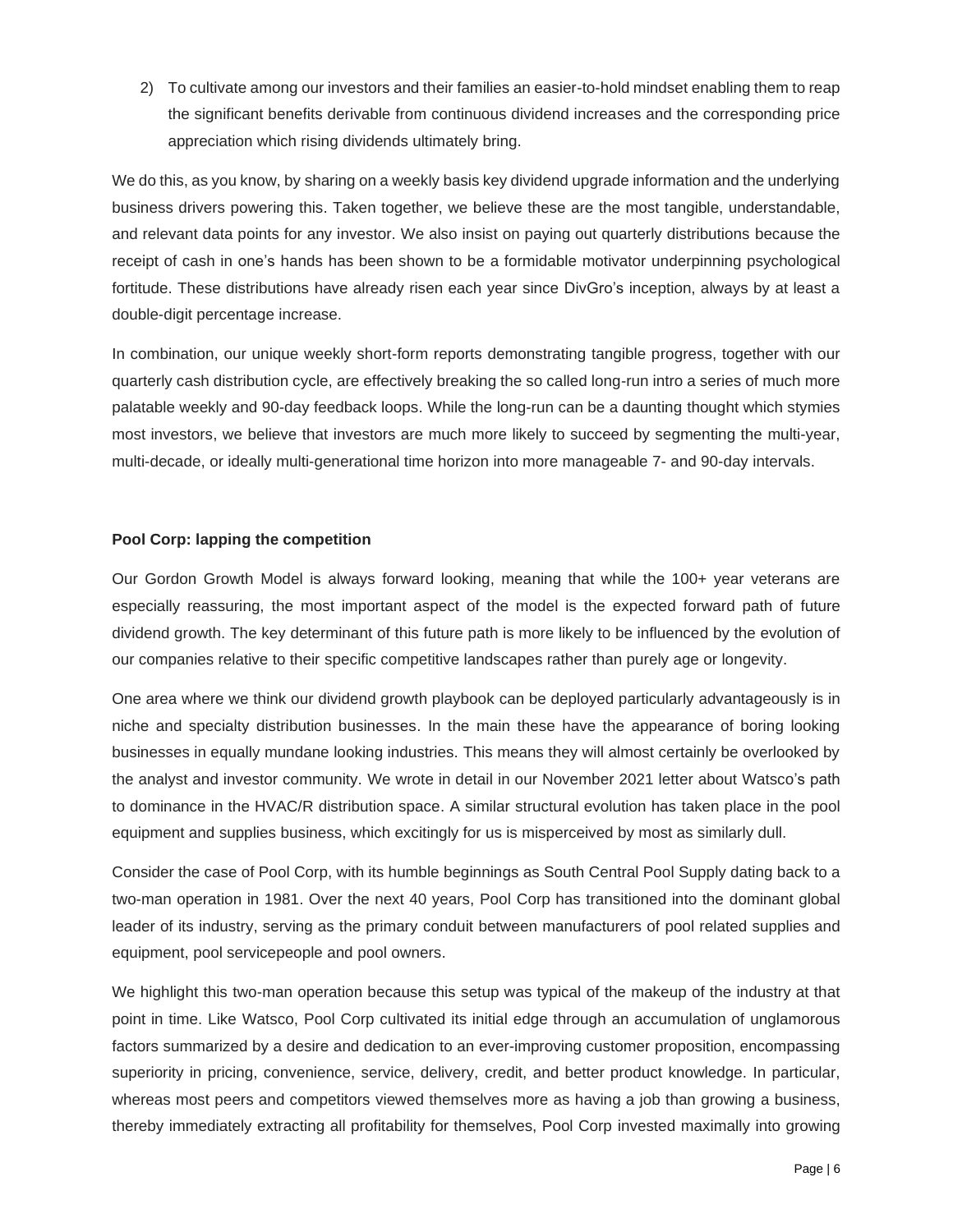2) To cultivate among our investors and their families an easier-to-hold mindset enabling them to reap the significant benefits derivable from continuous dividend increases and the corresponding price appreciation which rising dividends ultimately bring.

We do this, as you know, by sharing on a weekly basis key dividend upgrade information and the underlying business drivers powering this. Taken together, we believe these are the most tangible, understandable, and relevant data points for any investor. We also insist on paying out quarterly distributions because the receipt of cash in one's hands has been shown to be a formidable motivator underpinning psychological fortitude. These distributions have already risen each year since DivGro's inception, always by at least a double-digit percentage increase.

In combination, our unique weekly short-form reports demonstrating tangible progress, together with our quarterly cash distribution cycle, are effectively breaking the so called long-run intro a series of much more palatable weekly and 90-day feedback loops. While the long-run can be a daunting thought which stymies most investors, we believe that investors are much more likely to succeed by segmenting the multi-year, multi-decade, or ideally multi-generational time horizon into more manageable 7- and 90-day intervals.

**Pool Corp: lapping the competition**

Our Gordon Growth Model is always forward looking, meaning that while the 100+ year veterans are especially reassuring, the most important aspect of the model is the expected forward path of future dividend growth. The key determinant of this future path is more likely to be influenced by the evolution of our companies relative to their specific competitive landscapes rather than purely age or longevity.

One area where we think our dividend growth playbook can be deployed particularly advantageously is in niche and specialty distribution businesses. In the main these have the appearance of boring looking businesses in equally mundane looking industries. This means they will almost certainly be overlooked by the analyst and investor community. We wrote in detail in our November 2021 letter about Watsco's path to dominance in the HVAC/R distribution space. A similar structural evolution has taken place in the pool equipment and supplies business, which excitingly for us is misperceived by most as similarly dull.

Consider the case of Pool Corp, with its humble beginnings as South Central Pool Supply dating back to a two-man operation in 1981. Over the next 40 years, Pool Corp has transitioned into the dominant global leader of its industry, serving as the primary conduit between manufacturers of pool related supplies and equipment, pool servicepeople and pool owners.

We highlight this two-man operation because this setup was typical of the makeup of the industry at that point in time. Like Watsco, Pool Corp cultivated its initial edge through an accumulation of unglamorous factors summarized by a desire and dedication to an ever-improving customer proposition, encompassing superiority in pricing, convenience, service, delivery, credit, and better product knowledge. In particular, whereas most peers and competitors viewed themselves more as having a job than growing a business, thereby immediately extracting all profitability for themselves, Pool Corp invested maximally into growing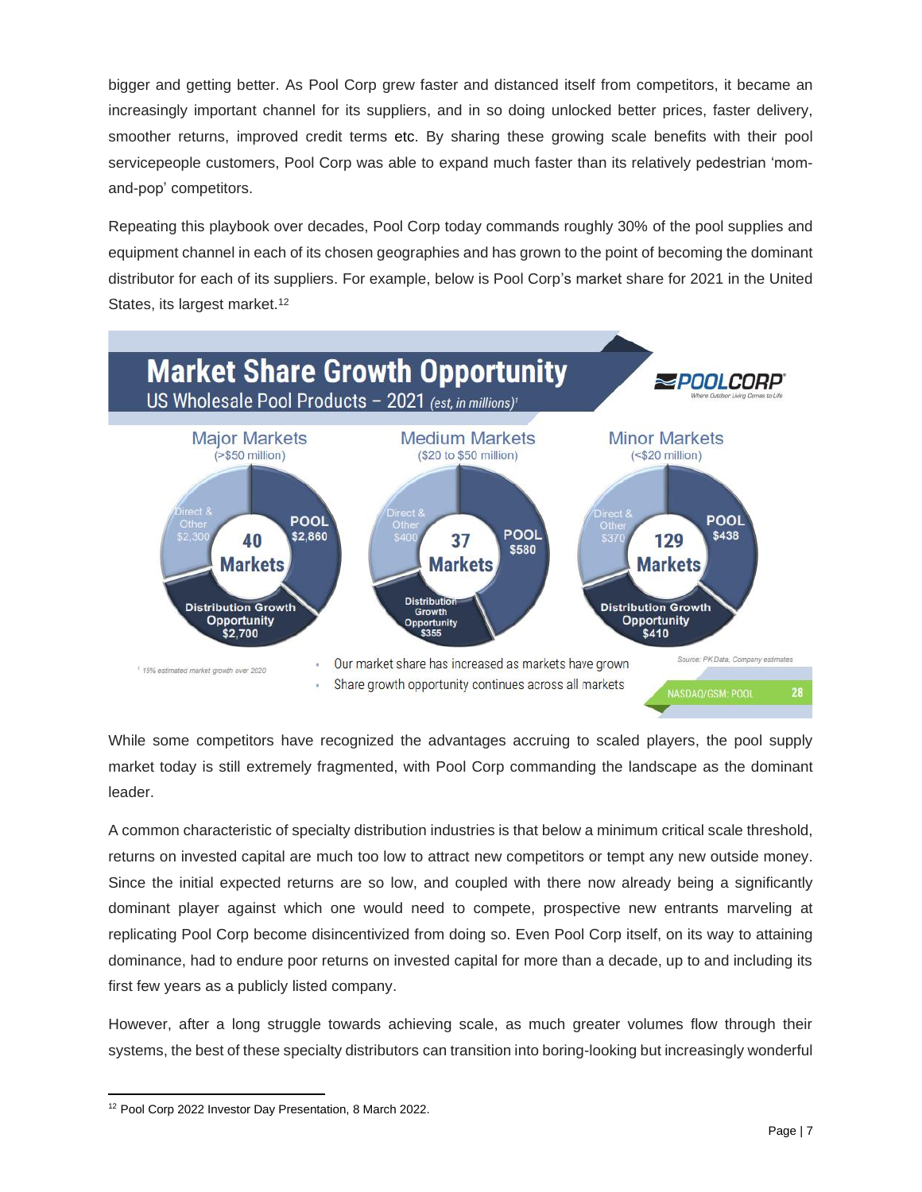bigger and getting better. As Pool Corp grew faster and distanced itself from competitors, it became an increasingly important channel for its suppliers, and in so doing unlocked better prices, faster delivery, smoother returns, improved credit terms etc. By sharing these growing scale benefits with their pool servicepeople customers, Pool Corp was able to expand much faster than its relatively pedestrian 'mom-and-pop' competitors.

Repeating this playbook over decades, Pool Corp today commands roughly 30% of the pool supplies and equipment channel in each of its chosen geographies and has grown to the point of becoming the dominant distributor for each of its suppliers. For example, below is Pool Corp's market share for 2021 in the United States, its largest market.[12]

**Market Share Growth Opportunity**
US Wholesale Pool Products – 2021 *(est, in millions)*[1]

| | Major Markets (>$50 million) | Medium Markets ($20 to $50 million) | Minor Markets (<$20 million) |
|---|---|---|---|
| Number of markets | 40 Markets | 37 Markets | 129 Markets |
| POOL | $2,860 | $580 | $438 |
| Direct & Other | $2,300 | $400 | $370 |
| Distribution Growth Opportunity | $2,700 | $355 | $410 |

- Our market share has increased as markets have grown
- Share growth opportunity continues across all markets

[1] 15% estimated market growth over 2020

Source: PK Data, Company estimates

While some competitors have recognized the advantages accruing to scaled players, the pool supply market today is still extremely fragmented, with Pool Corp commanding the landscape as the dominant leader.

A common characteristic of specialty distribution industries is that below a minimum critical scale threshold, returns on invested capital are much too low to attract new competitors or tempt any new outside money. Since the initial expected returns are so low, and coupled with there now already being a significantly dominant player against which one would need to compete, prospective new entrants marveling at replicating Pool Corp become disincentivized from doing so. Even Pool Corp itself, on its way to attaining dominance, had to endure poor returns on invested capital for more than a decade, up to and including its first few years as a publicly listed company.

However, after a long struggle towards achieving scale, as much greater volumes flow through their systems, the best of these specialty distributors can transition into boring-looking but increasingly wonderful

[12] Pool Corp 2022 Investor Day Presentation, 8 March 2022.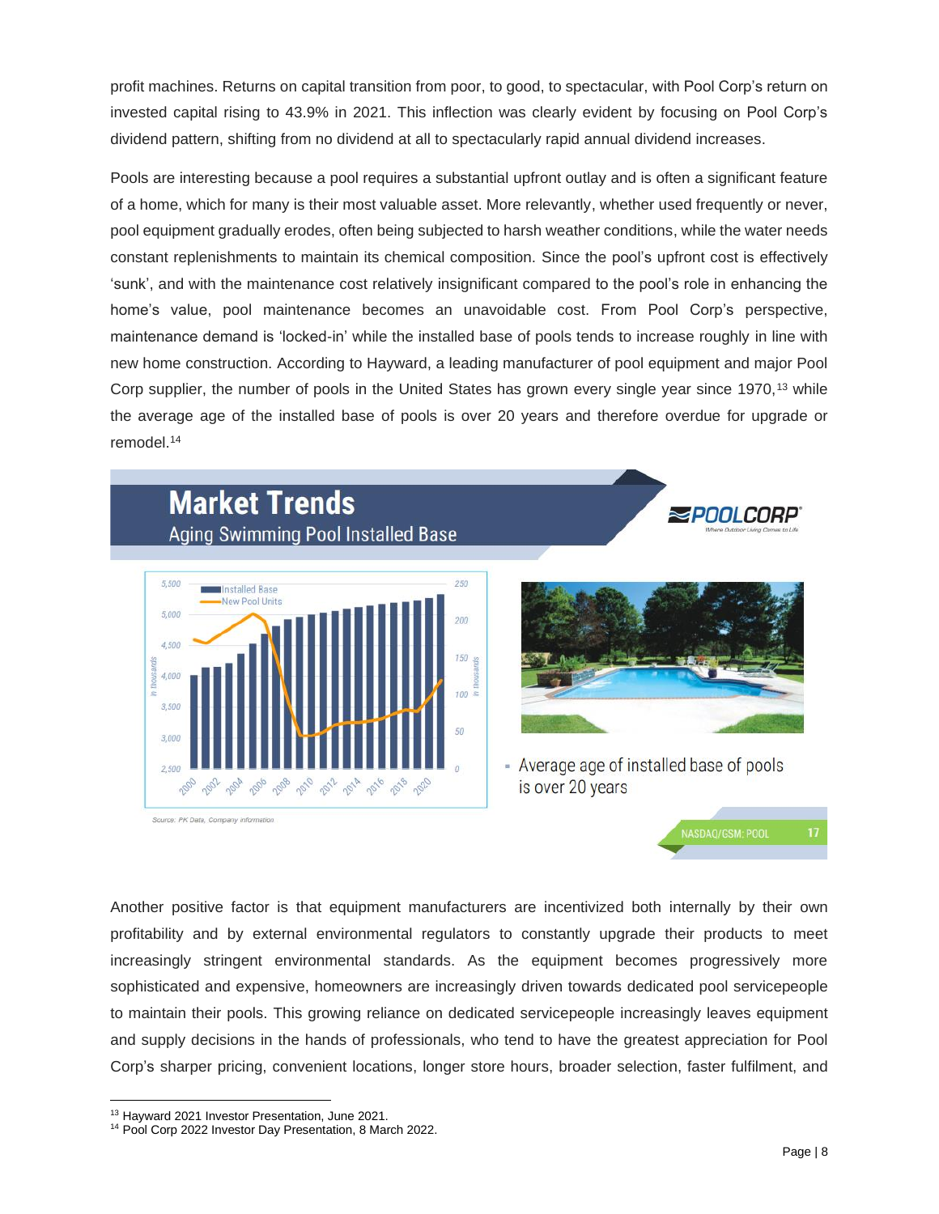profit machines. Returns on capital transition from poor, to good, to spectacular, with Pool Corp's return on invested capital rising to 43.9% in 2021. This inflection was clearly evident by focusing on Pool Corp's dividend pattern, shifting from no dividend at all to spectacularly rapid annual dividend increases.

Pools are interesting because a pool requires a substantial upfront outlay and is often a significant feature of a home, which for many is their most valuable asset. More relevantly, whether used frequently or never, pool equipment gradually erodes, often being subjected to harsh weather conditions, while the water needs constant replenishments to maintain its chemical composition. Since the pool's upfront cost is effectively 'sunk', and with the maintenance cost relatively insignificant compared to the pool's role in enhancing the home's value, pool maintenance becomes an unavoidable cost. From Pool Corp's perspective, maintenance demand is 'locked-in' while the installed base of pools tends to increase roughly in line with new home construction. According to Hayward, a leading manufacturer of pool equipment and major Pool Corp supplier, the number of pools in the United States has grown every single year since 1970,[13] while the average age of the installed base of pools is over 20 years and therefore overdue for upgrade or remodel.[14]

**Market Trends**
Aging Swimming Pool Installed Base

- Average age of installed base of pools is over 20 years

Source: PK Data, Company information

Another positive factor is that equipment manufacturers are incentivized both internally by their own profitability and by external environmental regulators to constantly upgrade their products to meet increasingly stringent environmental standards. As the equipment becomes progressively more sophisticated and expensive, homeowners are increasingly driven towards dedicated pool servicepeople to maintain their pools. This growing reliance on dedicated servicepeople increasingly leaves equipment and supply decisions in the hands of professionals, who tend to have the greatest appreciation for Pool Corp's sharper pricing, convenient locations, longer store hours, broader selection, faster fulfilment, and

---

[13] Hayward 2021 Investor Presentation, June 2021.
[14] Pool Corp 2022 Investor Day Presentation, 8 March 2022.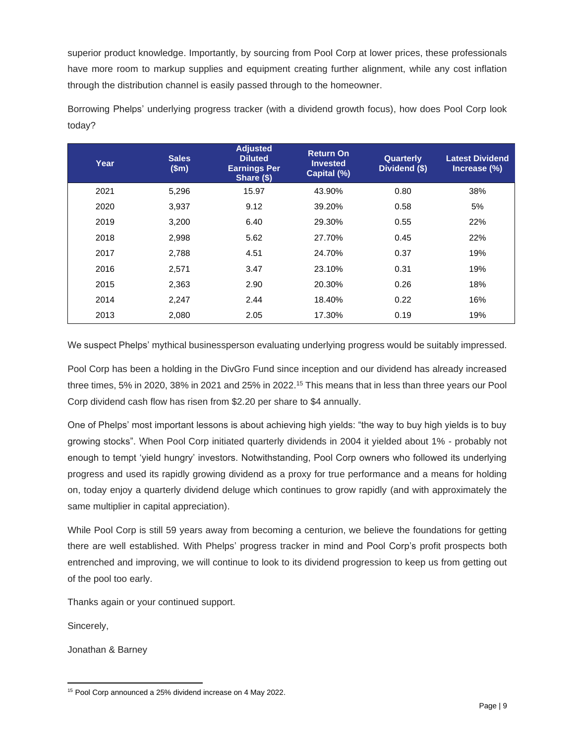superior product knowledge. Importantly, by sourcing from Pool Corp at lower prices, these professionals have more room to markup supplies and equipment creating further alignment, while any cost inflation through the distribution channel is easily passed through to the homeowner.

Borrowing Phelps' underlying progress tracker (with a dividend growth focus), how does Pool Corp look today?

| Year | Sales ($m) | Adjusted Diluted Earnings Per Share ($) | Return On Invested Capital (%) | Quarterly Dividend ($) | Latest Dividend Increase (%) |
|---|---|---|---|---|---|
| 2021 | 5,296 | 15.97 | 43.90% | 0.80 | 38% |
| 2020 | 3,937 | 9.12 | 39.20% | 0.58 | 5% |
| 2019 | 3,200 | 6.40 | 29.30% | 0.55 | 22% |
| 2018 | 2,998 | 5.62 | 27.70% | 0.45 | 22% |
| 2017 | 2,788 | 4.51 | 24.70% | 0.37 | 19% |
| 2016 | 2,571 | 3.47 | 23.10% | 0.31 | 19% |
| 2015 | 2,363 | 2.90 | 20.30% | 0.26 | 18% |
| 2014 | 2,247 | 2.44 | 18.40% | 0.22 | 16% |
| 2013 | 2,080 | 2.05 | 17.30% | 0.19 | 19% |

We suspect Phelps' mythical businessperson evaluating underlying progress would be suitably impressed.

Pool Corp has been a holding in the DivGro Fund since inception and our dividend has already increased three times, 5% in 2020, 38% in 2021 and 25% in 2022.[15] This means that in less than three years our Pool Corp dividend cash flow has risen from $2.20 per share to $4 annually.

One of Phelps' most important lessons is about achieving high yields: "the way to buy high yields is to buy growing stocks". When Pool Corp initiated quarterly dividends in 2004 it yielded about 1% - probably not enough to tempt 'yield hungry' investors. Notwithstanding, Pool Corp owners who followed its underlying progress and used its rapidly growing dividend as a proxy for true performance and a means for holding on, today enjoy a quarterly dividend deluge which continues to grow rapidly (and with approximately the same multiplier in capital appreciation).

While Pool Corp is still 59 years away from becoming a centurion, we believe the foundations for getting there are well established. With Phelps' progress tracker in mind and Pool Corp's profit prospects both entrenched and improving, we will continue to look to its dividend progression to keep us from getting out of the pool too early.

Thanks again or your continued support.

Sincerely,

Jonathan & Barney

---

[15] Pool Corp announced a 25% dividend increase on 4 May 2022.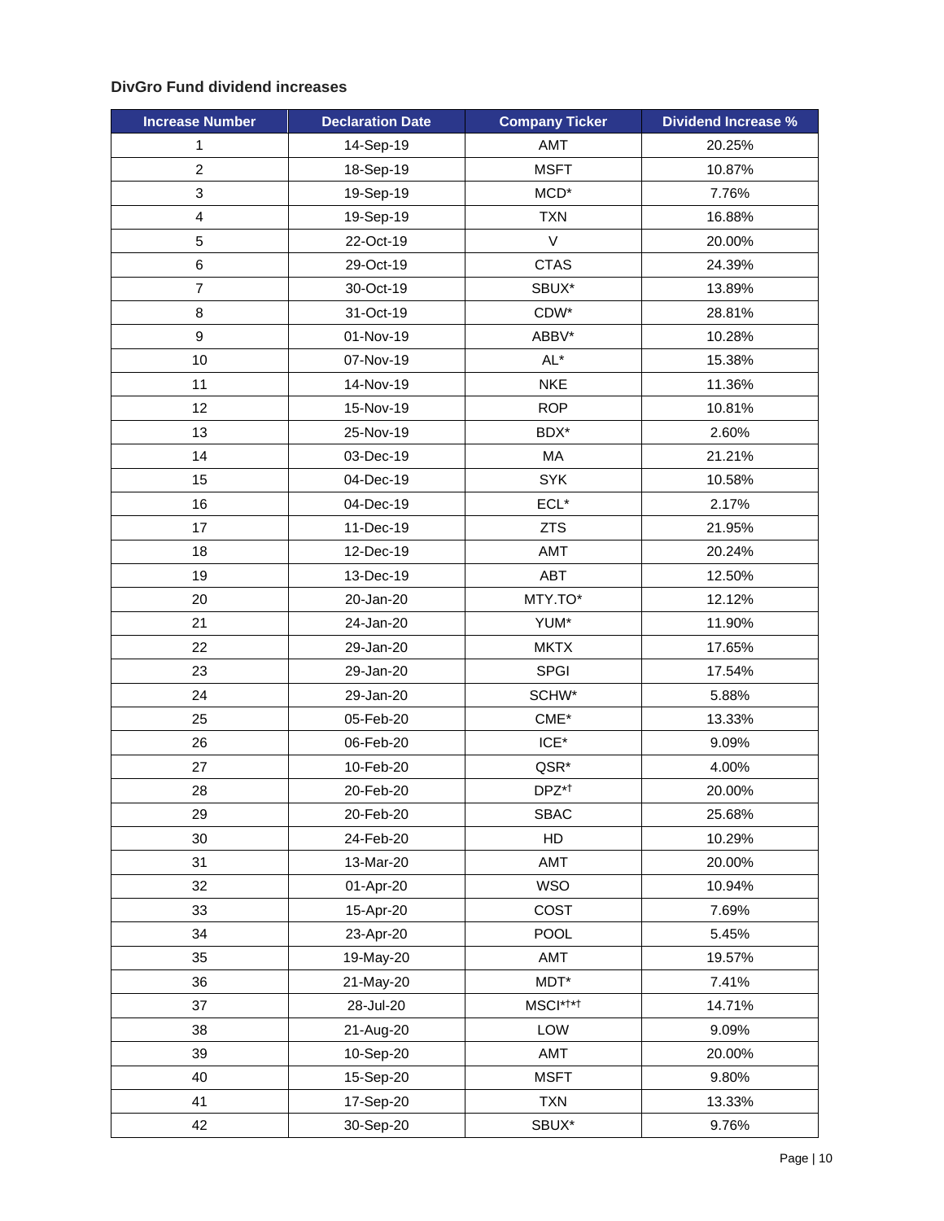**DivGro Fund dividend increases**

| Increase Number | Declaration Date | Company Ticker | Dividend Increase % |
|---|---|---|---|
| 1 | 14-Sep-19 | AMT | 20.25% |
| 2 | 18-Sep-19 | MSFT | 10.87% |
| 3 | 19-Sep-19 | MCD* | 7.76% |
| 4 | 19-Sep-19 | TXN | 16.88% |
| 5 | 22-Oct-19 | V | 20.00% |
| 6 | 29-Oct-19 | CTAS | 24.39% |
| 7 | 30-Oct-19 | SBUX* | 13.89% |
| 8 | 31-Oct-19 | CDW* | 28.81% |
| 9 | 01-Nov-19 | ABBV* | 10.28% |
| 10 | 07-Nov-19 | AL* | 15.38% |
| 11 | 14-Nov-19 | NKE | 11.36% |
| 12 | 15-Nov-19 | ROP | 10.81% |
| 13 | 25-Nov-19 | BDX* | 2.60% |
| 14 | 03-Dec-19 | MA | 21.21% |
| 15 | 04-Dec-19 | SYK | 10.58% |
| 16 | 04-Dec-19 | ECL* | 2.17% |
| 17 | 11-Dec-19 | ZTS | 21.95% |
| 18 | 12-Dec-19 | AMT | 20.24% |
| 19 | 13-Dec-19 | ABT | 12.50% |
| 20 | 20-Jan-20 | MTY.TO* | 12.12% |
| 21 | 24-Jan-20 | YUM* | 11.90% |
| 22 | 29-Jan-20 | MKTX | 17.65% |
| 23 | 29-Jan-20 | SPGI | 17.54% |
| 24 | 29-Jan-20 | SCHW* | 5.88% |
| 25 | 05-Feb-20 | CME* | 13.33% |
| 26 | 06-Feb-20 | ICE* | 9.09% |
| 27 | 10-Feb-20 | QSR* | 4.00% |
| 28 | 20-Feb-20 | DPZ*† | 20.00% |
| 29 | 20-Feb-20 | SBAC | 25.68% |
| 30 | 24-Feb-20 | HD | 10.29% |
| 31 | 13-Mar-20 | AMT | 20.00% |
| 32 | 01-Apr-20 | WSO | 10.94% |
| 33 | 15-Apr-20 | COST | 7.69% |
| 34 | 23-Apr-20 | POOL | 5.45% |
| 35 | 19-May-20 | AMT | 19.57% |
| 36 | 21-May-20 | MDT* | 7.41% |
| 37 | 28-Jul-20 | MSCI*†*† | 14.71% |
| 38 | 21-Aug-20 | LOW | 9.09% |
| 39 | 10-Sep-20 | AMT | 20.00% |
| 40 | 15-Sep-20 | MSFT | 9.80% |
| 41 | 17-Sep-20 | TXN | 13.33% |
| 42 | 30-Sep-20 | SBUX* | 9.76% |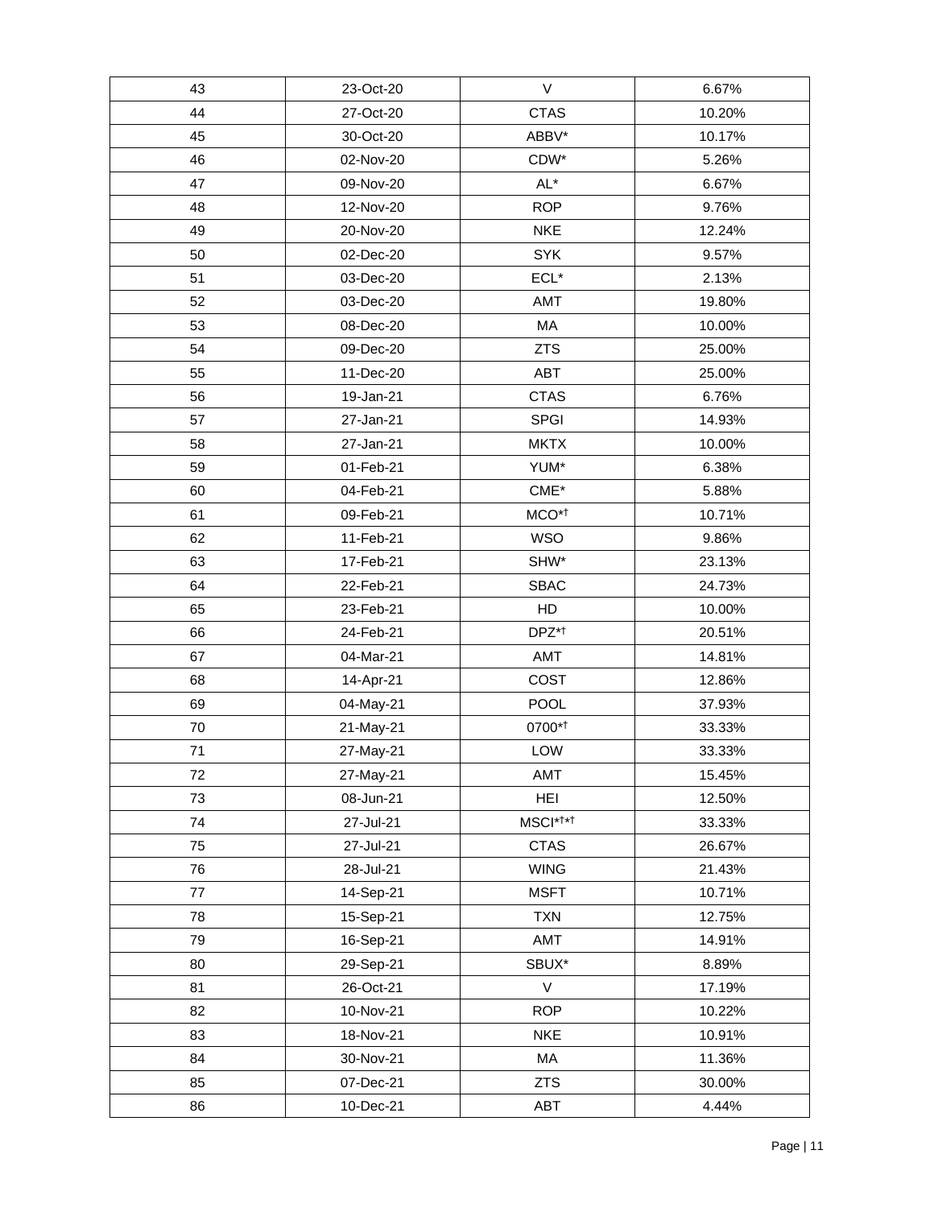| 43 | 23-Oct-20 | V | 6.67% |
|---|---|---|---|
| 44 | 27-Oct-20 | CTAS | 10.20% |
| 45 | 30-Oct-20 | ABBV* | 10.17% |
| 46 | 02-Nov-20 | CDW* | 5.26% |
| 47 | 09-Nov-20 | AL* | 6.67% |
| 48 | 12-Nov-20 | ROP | 9.76% |
| 49 | 20-Nov-20 | NKE | 12.24% |
| 50 | 02-Dec-20 | SYK | 9.57% |
| 51 | 03-Dec-20 | ECL* | 2.13% |
| 52 | 03-Dec-20 | AMT | 19.80% |
| 53 | 08-Dec-20 | MA | 10.00% |
| 54 | 09-Dec-20 | ZTS | 25.00% |
| 55 | 11-Dec-20 | ABT | 25.00% |
| 56 | 19-Jan-21 | CTAS | 6.76% |
| 57 | 27-Jan-21 | SPGI | 14.93% |
| 58 | 27-Jan-21 | MKTX | 10.00% |
| 59 | 01-Feb-21 | YUM* | 6.38% |
| 60 | 04-Feb-21 | CME* | 5.88% |
| 61 | 09-Feb-21 | MCO*† | 10.71% |
| 62 | 11-Feb-21 | WSO | 9.86% |
| 63 | 17-Feb-21 | SHW* | 23.13% |
| 64 | 22-Feb-21 | SBAC | 24.73% |
| 65 | 23-Feb-21 | HD | 10.00% |
| 66 | 24-Feb-21 | DPZ*† | 20.51% |
| 67 | 04-Mar-21 | AMT | 14.81% |
| 68 | 14-Apr-21 | COST | 12.86% |
| 69 | 04-May-21 | POOL | 37.93% |
| 70 | 21-May-21 | 0700*† | 33.33% |
| 71 | 27-May-21 | LOW | 33.33% |
| 72 | 27-May-21 | AMT | 15.45% |
| 73 | 08-Jun-21 | HEI | 12.50% |
| 74 | 27-Jul-21 | MSCI*†*† | 33.33% |
| 75 | 27-Jul-21 | CTAS | 26.67% |
| 76 | 28-Jul-21 | WING | 21.43% |
| 77 | 14-Sep-21 | MSFT | 10.71% |
| 78 | 15-Sep-21 | TXN | 12.75% |
| 79 | 16-Sep-21 | AMT | 14.91% |
| 80 | 29-Sep-21 | SBUX* | 8.89% |
| 81 | 26-Oct-21 | V | 17.19% |
| 82 | 10-Nov-21 | ROP | 10.22% |
| 83 | 18-Nov-21 | NKE | 10.91% |
| 84 | 30-Nov-21 | MA | 11.36% |
| 85 | 07-Dec-21 | ZTS | 30.00% |
| 86 | 10-Dec-21 | ABT | 4.44% |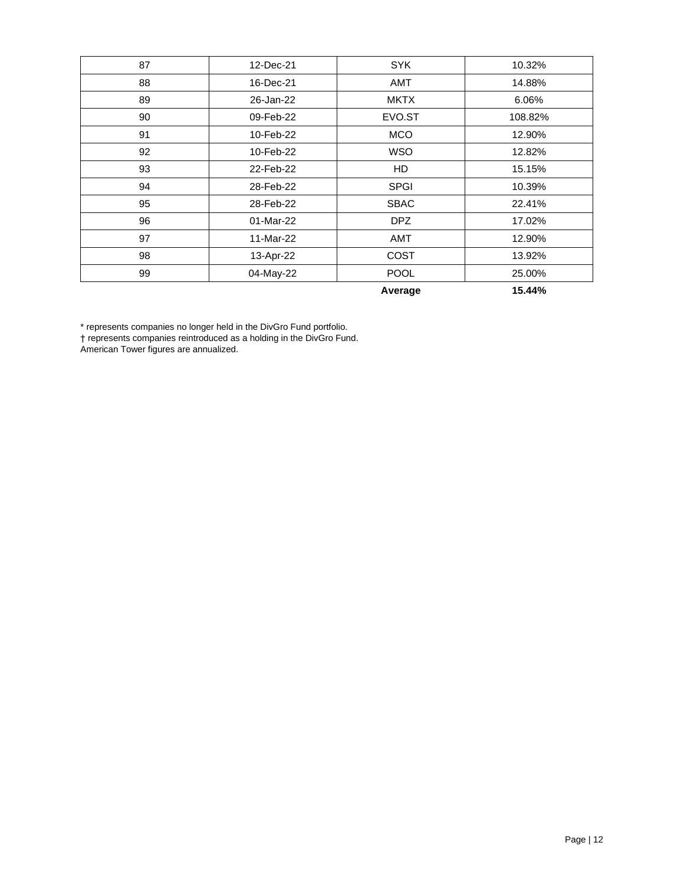| | | | |
|---|---|---|---|
| 87 | 12-Dec-21 | SYK | 10.32% |
| 88 | 16-Dec-21 | AMT | 14.88% |
| 89 | 26-Jan-22 | MKTX | 6.06% |
| 90 | 09-Feb-22 | EVO.ST | 108.82% |
| 91 | 10-Feb-22 | MCO | 12.90% |
| 92 | 10-Feb-22 | WSO | 12.82% |
| 93 | 22-Feb-22 | HD | 15.15% |
| 94 | 28-Feb-22 | SPGI | 10.39% |
| 95 | 28-Feb-22 | SBAC | 22.41% |
| 96 | 01-Mar-22 | DPZ | 17.02% |
| 97 | 11-Mar-22 | AMT | 12.90% |
| 98 | 13-Apr-22 | COST | 13.92% |
| 99 | 04-May-22 | POOL | 25.00% |
| | | **Average** | **15.44%** |

* represents companies no longer held in the DivGro Fund portfolio.
† represents companies reintroduced as a holding in the DivGro Fund.
American Tower figures are annualized.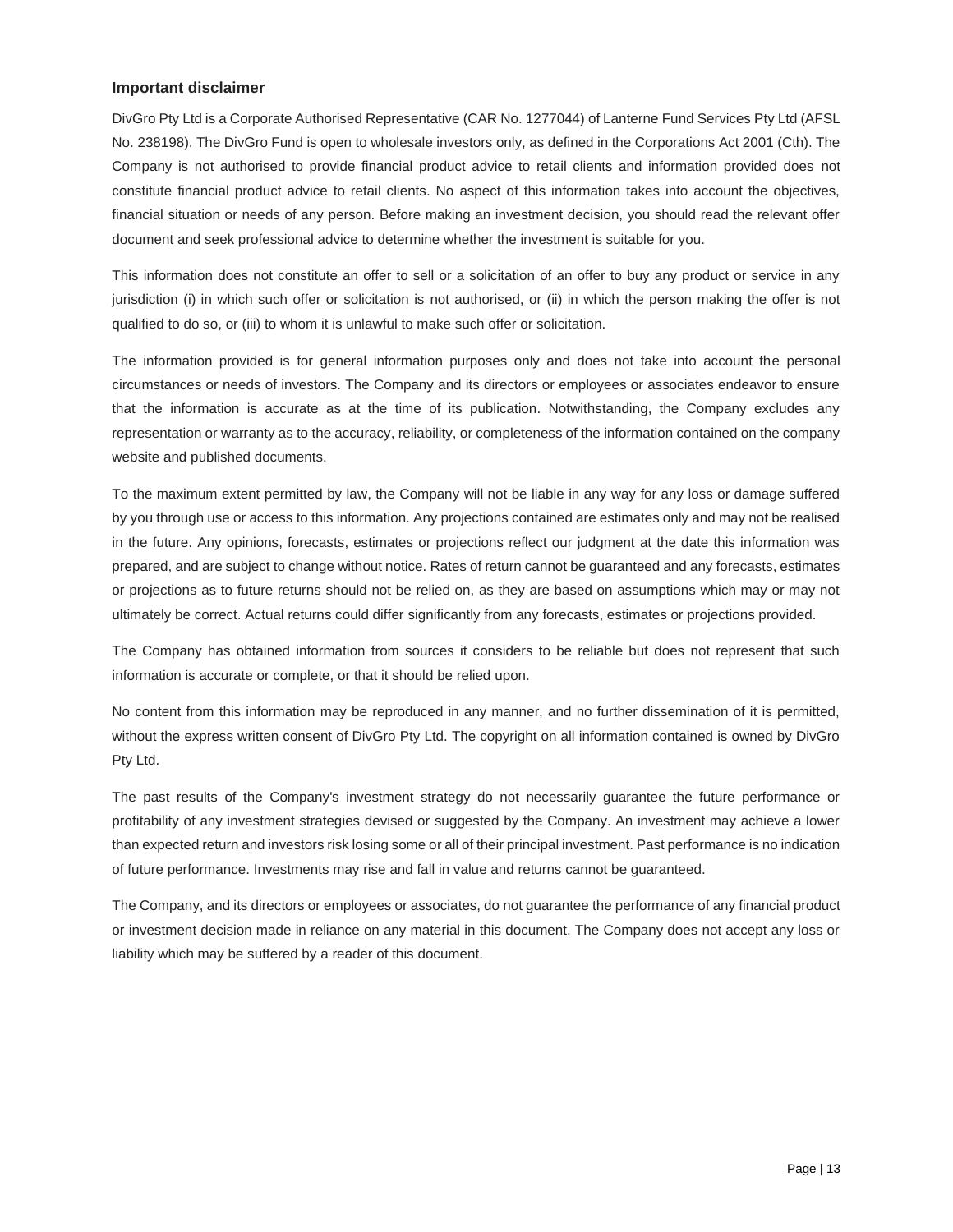### Important disclaimer

DivGro Pty Ltd is a Corporate Authorised Representative (CAR No. 1277044) of Lanterne Fund Services Pty Ltd (AFSL No. 238198). The DivGro Fund is open to wholesale investors only, as defined in the Corporations Act 2001 (Cth). The Company is not authorised to provide financial product advice to retail clients and information provided does not constitute financial product advice to retail clients. No aspect of this information takes into account the objectives, financial situation or needs of any person. Before making an investment decision, you should read the relevant offer document and seek professional advice to determine whether the investment is suitable for you.

This information does not constitute an offer to sell or a solicitation of an offer to buy any product or service in any jurisdiction (i) in which such offer or solicitation is not authorised, or (ii) in which the person making the offer is not qualified to do so, or (iii) to whom it is unlawful to make such offer or solicitation.

The information provided is for general information purposes only and does not take into account the personal circumstances or needs of investors. The Company and its directors or employees or associates endeavor to ensure that the information is accurate as at the time of its publication. Notwithstanding, the Company excludes any representation or warranty as to the accuracy, reliability, or completeness of the information contained on the company website and published documents.

To the maximum extent permitted by law, the Company will not be liable in any way for any loss or damage suffered by you through use or access to this information. Any projections contained are estimates only and may not be realised in the future. Any opinions, forecasts, estimates or projections reflect our judgment at the date this information was prepared, and are subject to change without notice. Rates of return cannot be guaranteed and any forecasts, estimates or projections as to future returns should not be relied on, as they are based on assumptions which may or may not ultimately be correct. Actual returns could differ significantly from any forecasts, estimates or projections provided.

The Company has obtained information from sources it considers to be reliable but does not represent that such information is accurate or complete, or that it should be relied upon.

No content from this information may be reproduced in any manner, and no further dissemination of it is permitted, without the express written consent of DivGro Pty Ltd. The copyright on all information contained is owned by DivGro Pty Ltd.

The past results of the Company's investment strategy do not necessarily guarantee the future performance or profitability of any investment strategies devised or suggested by the Company. An investment may achieve a lower than expected return and investors risk losing some or all of their principal investment. Past performance is no indication of future performance. Investments may rise and fall in value and returns cannot be guaranteed.

The Company, and its directors or employees or associates, do not guarantee the performance of any financial product or investment decision made in reliance on any material in this document. The Company does not accept any loss or liability which may be suffered by a reader of this document.